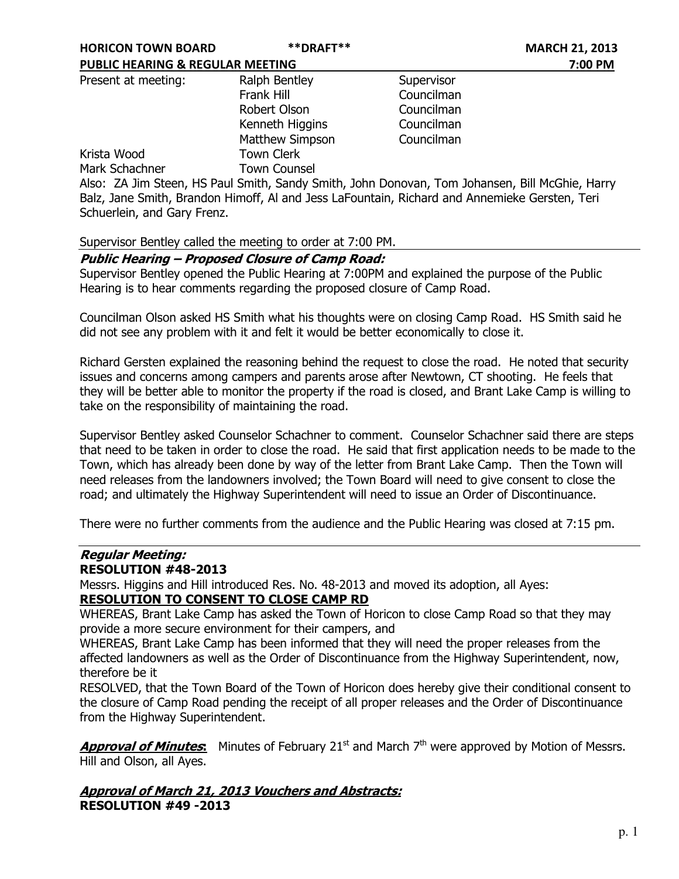**HORICON TOWN BOARD** **\*\*DRAFT\*\*** **MARCH 21, 2013**
**PUBLIC HEARING & REGULAR MEETING** **7:00 PM**

| Present at meeting: | Ralph Bentley | Supervisor |
|---|---|---|
| | Frank Hill | Councilman |
| | Robert Olson | Councilman |
| | Kenneth Higgins | Councilman |
| | Matthew Simpson | Councilman |
| Krista Wood | Town Clerk | |
| Mark Schachner | Town Counsel | |

Also: ZA Jim Steen, HS Paul Smith, Sandy Smith, John Donovan, Tom Johansen, Bill McGhie, Harry Balz, Jane Smith, Brandon Himoff, Al and Jess LaFountain, Richard and Annemieke Gersten, Teri Schuerlein, and Gary Frenz.

Supervisor Bentley called the meeting to order at 7:00 PM.

***Public Hearing – Proposed Closure of Camp Road:***

Supervisor Bentley opened the Public Hearing at 7:00PM and explained the purpose of the Public Hearing is to hear comments regarding the proposed closure of Camp Road.

Councilman Olson asked HS Smith what his thoughts were on closing Camp Road. HS Smith said he did not see any problem with it and felt it would be better economically to close it.

Richard Gersten explained the reasoning behind the request to close the road. He noted that security issues and concerns among campers and parents arose after Newtown, CT shooting. He feels that they will be better able to monitor the property if the road is closed, and Brant Lake Camp is willing to take on the responsibility of maintaining the road.

Supervisor Bentley asked Counselor Schachner to comment. Counselor Schachner said there are steps that need to be taken in order to close the road. He said that first application needs to be made to the Town, which has already been done by way of the letter from Brant Lake Camp. Then the Town will need releases from the landowners involved; the Town Board will need to give consent to close the road; and ultimately the Highway Superintendent will need to issue an Order of Discontinuance.

There were no further comments from the audience and the Public Hearing was closed at 7:15 pm.

***Regular Meeting:***

**RESOLUTION #48-2013**

Messrs. Higgins and Hill introduced Res. No. 48-2013 and moved its adoption, all Ayes:

**RESOLUTION TO CONSENT TO CLOSE CAMP RD**

WHEREAS, Brant Lake Camp has asked the Town of Horicon to close Camp Road so that they may provide a more secure environment for their campers, and

WHEREAS, Brant Lake Camp has been informed that they will need the proper releases from the affected landowners as well as the Order of Discontinuance from the Highway Superintendent, now, therefore be it

RESOLVED, that the Town Board of the Town of Horicon does hereby give their conditional consent to the closure of Camp Road pending the receipt of all proper releases and the Order of Discontinuance from the Highway Superintendent.

***Approval of Minutes*:** Minutes of February 21st and March 7th were approved by Motion of Messrs. Hill and Olson, all Ayes.

***Approval of March 21, 2013 Vouchers and Abstracts:***

**RESOLUTION #49 -2013**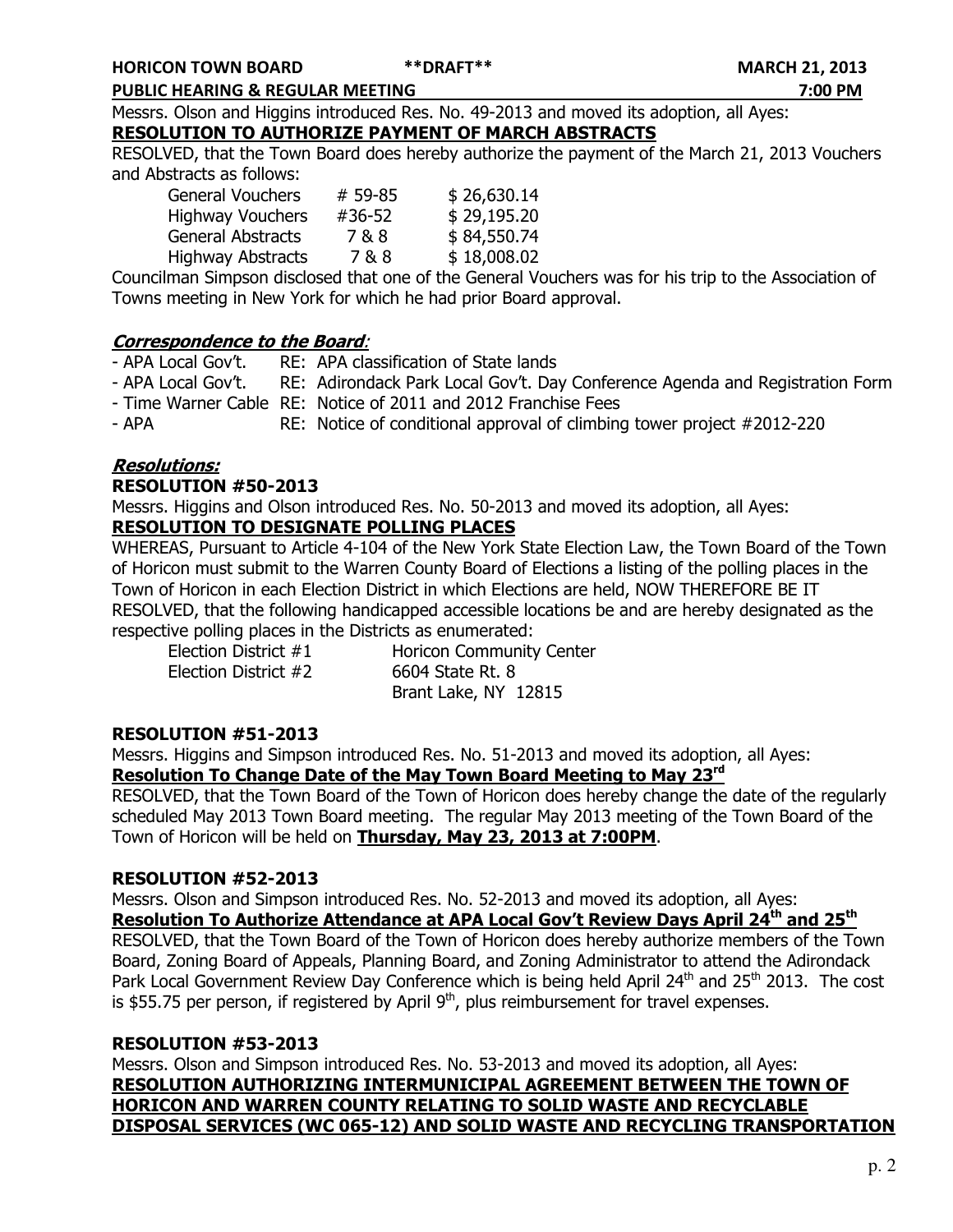Messrs. Olson and Higgins introduced Res. No. 49-2013 and moved its adoption, all Ayes:

**RESOLUTION TO AUTHORIZE PAYMENT OF MARCH ABSTRACTS**

RESOLVED, that the Town Board does hereby authorize the payment of the March 21, 2013 Vouchers and Abstracts as follows:

| | | |
|---|---|---|
| General Vouchers | # 59-85 | $ 26,630.14 |
| Highway Vouchers | #36-52 | $ 29,195.20 |
| General Abstracts | 7 & 8 | $ 84,550.74 |
| Highway Abstracts | 7 & 8 | $ 18,008.02 |

Councilman Simpson disclosed that one of the General Vouchers was for his trip to the Association of Towns meeting in New York for which he had prior Board approval.

***Correspondence to the Board*:**

- APA Local Gov't. RE: APA classification of State lands
- APA Local Gov't. RE: Adirondack Park Local Gov't. Day Conference Agenda and Registration Form
- Time Warner Cable RE: Notice of 2011 and 2012 Franchise Fees
- APA RE: Notice of conditional approval of climbing tower project #2012-220

***Resolutions:***

**RESOLUTION #50-2013**

Messrs. Higgins and Olson introduced Res. No. 50-2013 and moved its adoption, all Ayes:

**RESOLUTION TO DESIGNATE POLLING PLACES**

WHEREAS, Pursuant to Article 4-104 of the New York State Election Law, the Town Board of the Town of Horicon must submit to the Warren County Board of Elections a listing of the polling places in the Town of Horicon in each Election District in which Elections are held, NOW THEREFORE BE IT RESOLVED, that the following handicapped accessible locations be and are hereby designated as the respective polling places in the Districts as enumerated:

Election District #1 Horicon Community Center
Election District #2 6604 State Rt. 8
Brant Lake, NY 12815

**RESOLUTION #51-2013**

Messrs. Higgins and Simpson introduced Res. No. 51-2013 and moved its adoption, all Ayes:

**Resolution To Change Date of the May Town Board Meeting to May 23rd**

RESOLVED, that the Town Board of the Town of Horicon does hereby change the date of the regularly scheduled May 2013 Town Board meeting. The regular May 2013 meeting of the Town Board of the Town of Horicon will be held on **Thursday, May 23, 2013 at 7:00PM**.

**RESOLUTION #52-2013**

Messrs. Olson and Simpson introduced Res. No. 52-2013 and moved its adoption, all Ayes:

**Resolution To Authorize Attendance at APA Local Gov't Review Days April 24th and 25th**

RESOLVED, that the Town Board of the Town of Horicon does hereby authorize members of the Town Board, Zoning Board of Appeals, Planning Board, and Zoning Administrator to attend the Adirondack Park Local Government Review Day Conference which is being held April 24th and 25th 2013. The cost is $55.75 per person, if registered by April 9th, plus reimbursement for travel expenses.

**RESOLUTION #53-2013**

Messrs. Olson and Simpson introduced Res. No. 53-2013 and moved its adoption, all Ayes:

**RESOLUTION AUTHORIZING INTERMUNICIPAL AGREEMENT BETWEEN THE TOWN OF HORICON AND WARREN COUNTY RELATING TO SOLID WASTE AND RECYCLABLE DISPOSAL SERVICES (WC 065-12) AND SOLID WASTE AND RECYCLING TRANSPORTATION**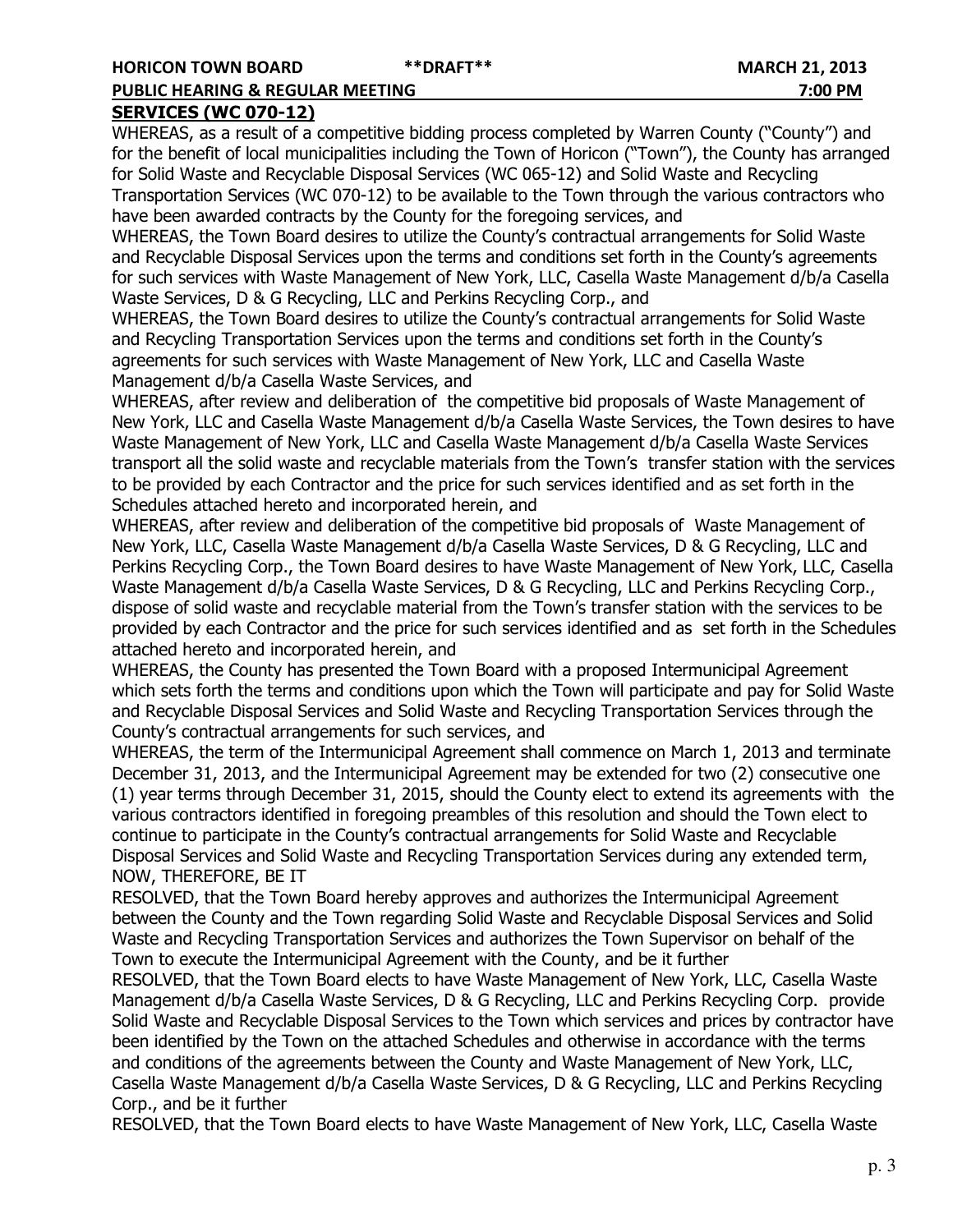**SERVICES (WC 070-12)**

WHEREAS, as a result of a competitive bidding process completed by Warren County ("County") and for the benefit of local municipalities including the Town of Horicon ("Town"), the County has arranged for Solid Waste and Recyclable Disposal Services (WC 065-12) and Solid Waste and Recycling Transportation Services (WC 070-12) to be available to the Town through the various contractors who have been awarded contracts by the County for the foregoing services, and

WHEREAS, the Town Board desires to utilize the County's contractual arrangements for Solid Waste and Recyclable Disposal Services upon the terms and conditions set forth in the County's agreements for such services with Waste Management of New York, LLC, Casella Waste Management d/b/a Casella Waste Services, D & G Recycling, LLC and Perkins Recycling Corp., and

WHEREAS, the Town Board desires to utilize the County's contractual arrangements for Solid Waste and Recycling Transportation Services upon the terms and conditions set forth in the County's agreements for such services with Waste Management of New York, LLC and Casella Waste Management d/b/a Casella Waste Services, and

WHEREAS, after review and deliberation of the competitive bid proposals of Waste Management of New York, LLC and Casella Waste Management d/b/a Casella Waste Services, the Town desires to have Waste Management of New York, LLC and Casella Waste Management d/b/a Casella Waste Services transport all the solid waste and recyclable materials from the Town's transfer station with the services to be provided by each Contractor and the price for such services identified and as set forth in the Schedules attached hereto and incorporated herein, and

WHEREAS, after review and deliberation of the competitive bid proposals of Waste Management of New York, LLC, Casella Waste Management d/b/a Casella Waste Services, D & G Recycling, LLC and Perkins Recycling Corp., the Town Board desires to have Waste Management of New York, LLC, Casella Waste Management d/b/a Casella Waste Services, D & G Recycling, LLC and Perkins Recycling Corp., dispose of solid waste and recyclable material from the Town's transfer station with the services to be provided by each Contractor and the price for such services identified and as set forth in the Schedules attached hereto and incorporated herein, and

WHEREAS, the County has presented the Town Board with a proposed Intermunicipal Agreement which sets forth the terms and conditions upon which the Town will participate and pay for Solid Waste and Recyclable Disposal Services and Solid Waste and Recycling Transportation Services through the County's contractual arrangements for such services, and

WHEREAS, the term of the Intermunicipal Agreement shall commence on March 1, 2013 and terminate December 31, 2013, and the Intermunicipal Agreement may be extended for two (2) consecutive one (1) year terms through December 31, 2015, should the County elect to extend its agreements with the various contractors identified in foregoing preambles of this resolution and should the Town elect to continue to participate in the County's contractual arrangements for Solid Waste and Recyclable Disposal Services and Solid Waste and Recycling Transportation Services during any extended term, NOW, THEREFORE, BE IT

RESOLVED, that the Town Board hereby approves and authorizes the Intermunicipal Agreement between the County and the Town regarding Solid Waste and Recyclable Disposal Services and Solid Waste and Recycling Transportation Services and authorizes the Town Supervisor on behalf of the Town to execute the Intermunicipal Agreement with the County, and be it further

RESOLVED, that the Town Board elects to have Waste Management of New York, LLC, Casella Waste Management d/b/a Casella Waste Services, D & G Recycling, LLC and Perkins Recycling Corp. provide Solid Waste and Recyclable Disposal Services to the Town which services and prices by contractor have been identified by the Town on the attached Schedules and otherwise in accordance with the terms and conditions of the agreements between the County and Waste Management of New York, LLC, Casella Waste Management d/b/a Casella Waste Services, D & G Recycling, LLC and Perkins Recycling Corp., and be it further

RESOLVED, that the Town Board elects to have Waste Management of New York, LLC, Casella Waste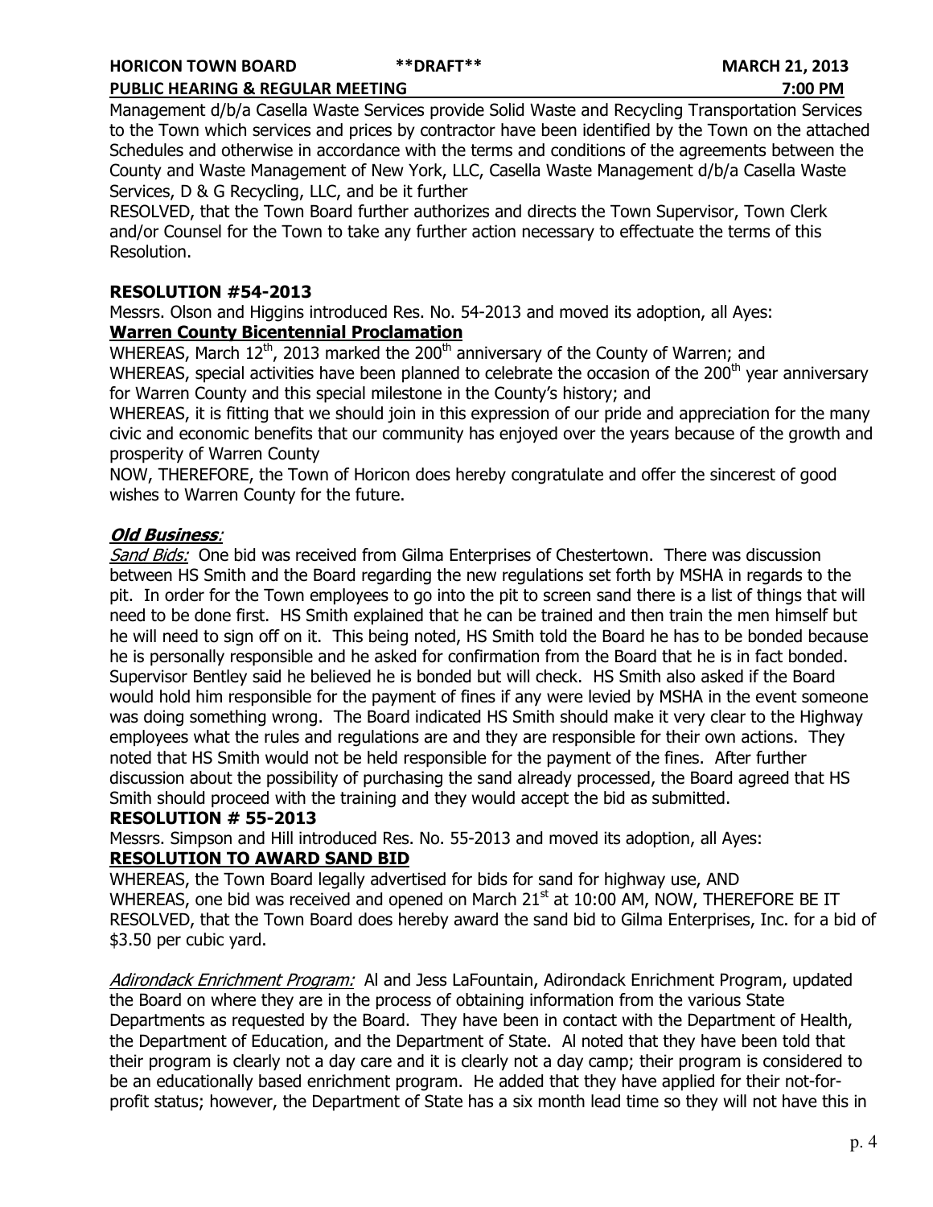Management d/b/a Casella Waste Services provide Solid Waste and Recycling Transportation Services to the Town which services and prices by contractor have been identified by the Town on the attached Schedules and otherwise in accordance with the terms and conditions of the agreements between the County and Waste Management of New York, LLC, Casella Waste Management d/b/a Casella Waste Services, D & G Recycling, LLC, and be it further

RESOLVED, that the Town Board further authorizes and directs the Town Supervisor, Town Clerk and/or Counsel for the Town to take any further action necessary to effectuate the terms of this Resolution.

**RESOLUTION #54-2013**

Messrs. Olson and Higgins introduced Res. No. 54-2013 and moved its adoption, all Ayes:

**Warren County Bicentennial Proclamation**

WHEREAS, March 12th, 2013 marked the 200th anniversary of the County of Warren; and

WHEREAS, special activities have been planned to celebrate the occasion of the 200th year anniversary for Warren County and this special milestone in the County's history; and

WHEREAS, it is fitting that we should join in this expression of our pride and appreciation for the many civic and economic benefits that our community has enjoyed over the years because of the growth and prosperity of Warren County

NOW, THEREFORE, the Town of Horicon does hereby congratulate and offer the sincerest of good wishes to Warren County for the future.

***Old Business**:*

*Sand Bids:* One bid was received from Gilma Enterprises of Chestertown. There was discussion between HS Smith and the Board regarding the new regulations set forth by MSHA in regards to the pit. In order for the Town employees to go into the pit to screen sand there is a list of things that will need to be done first. HS Smith explained that he can be trained and then train the men himself but he will need to sign off on it. This being noted, HS Smith told the Board he has to be bonded because he is personally responsible and he asked for confirmation from the Board that he is in fact bonded. Supervisor Bentley said he believed he is bonded but will check. HS Smith also asked if the Board would hold him responsible for the payment of fines if any were levied by MSHA in the event someone was doing something wrong. The Board indicated HS Smith should make it very clear to the Highway employees what the rules and regulations are and they are responsible for their own actions. They noted that HS Smith would not be held responsible for the payment of the fines. After further discussion about the possibility of purchasing the sand already processed, the Board agreed that HS Smith should proceed with the training and they would accept the bid as submitted.

**RESOLUTION # 55-2013**

Messrs. Simpson and Hill introduced Res. No. 55-2013 and moved its adoption, all Ayes:

**RESOLUTION TO AWARD SAND BID**

WHEREAS, the Town Board legally advertised for bids for sand for highway use, AND

WHEREAS, one bid was received and opened on March 21st at 10:00 AM, NOW, THEREFORE BE IT RESOLVED, that the Town Board does hereby award the sand bid to Gilma Enterprises, Inc. for a bid of $3.50 per cubic yard.

*Adirondack Enrichment Program:* Al and Jess LaFountain, Adirondack Enrichment Program, updated the Board on where they are in the process of obtaining information from the various State Departments as requested by the Board. They have been in contact with the Department of Health, the Department of Education, and the Department of State. Al noted that they have been told that their program is clearly not a day care and it is clearly not a day camp; their program is considered to be an educationally based enrichment program. He added that they have applied for their not-for-profit status; however, the Department of State has a six month lead time so they will not have this in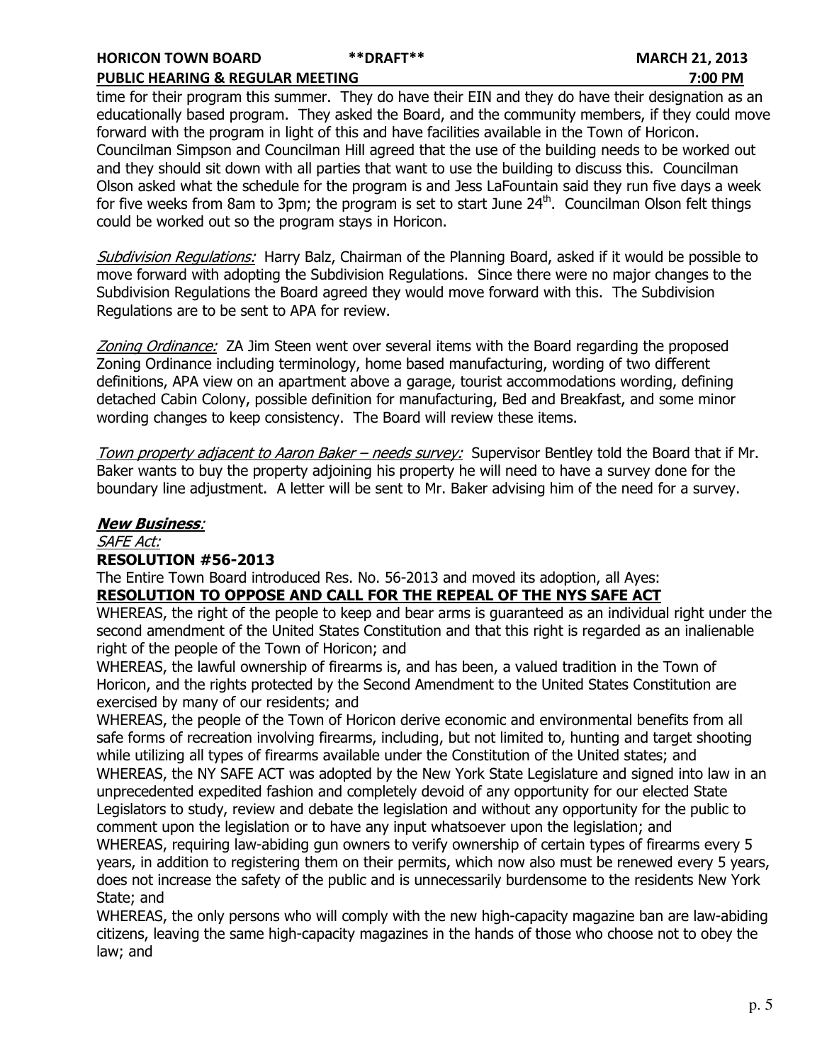time for their program this summer. They do have their EIN and they do have their designation as an educationally based program. They asked the Board, and the community members, if they could move forward with the program in light of this and have facilities available in the Town of Horicon. Councilman Simpson and Councilman Hill agreed that the use of the building needs to be worked out and they should sit down with all parties that want to use the building to discuss this. Councilman Olson asked what the schedule for the program is and Jess LaFountain said they run five days a week for five weeks from 8am to 3pm; the program is set to start June 24th. Councilman Olson felt things could be worked out so the program stays in Horicon.

*Subdivision Regulations:* Harry Balz, Chairman of the Planning Board, asked if it would be possible to move forward with adopting the Subdivision Regulations. Since there were no major changes to the Subdivision Regulations the Board agreed they would move forward with this. The Subdivision Regulations are to be sent to APA for review.

*Zoning Ordinance:* ZA Jim Steen went over several items with the Board regarding the proposed Zoning Ordinance including terminology, home based manufacturing, wording of two different definitions, APA view on an apartment above a garage, tourist accommodations wording, defining detached Cabin Colony, possible definition for manufacturing, Bed and Breakfast, and some minor wording changes to keep consistency. The Board will review these items.

*Town property adjacent to Aaron Baker – needs survey:* Supervisor Bentley told the Board that if Mr. Baker wants to buy the property adjoining his property he will need to have a survey done for the boundary line adjustment. A letter will be sent to Mr. Baker advising him of the need for a survey.

***New Business*:**

*SAFE Act:*

**RESOLUTION #56-2013**

The Entire Town Board introduced Res. No. 56-2013 and moved its adoption, all Ayes:

**RESOLUTION TO OPPOSE AND CALL FOR THE REPEAL OF THE NYS SAFE ACT**

WHEREAS, the right of the people to keep and bear arms is guaranteed as an individual right under the second amendment of the United States Constitution and that this right is regarded as an inalienable right of the people of the Town of Horicon; and

WHEREAS, the lawful ownership of firearms is, and has been, a valued tradition in the Town of Horicon, and the rights protected by the Second Amendment to the United States Constitution are exercised by many of our residents; and

WHEREAS, the people of the Town of Horicon derive economic and environmental benefits from all safe forms of recreation involving firearms, including, but not limited to, hunting and target shooting while utilizing all types of firearms available under the Constitution of the United states; and

WHEREAS, the NY SAFE ACT was adopted by the New York State Legislature and signed into law in an unprecedented expedited fashion and completely devoid of any opportunity for our elected State Legislators to study, review and debate the legislation and without any opportunity for the public to comment upon the legislation or to have any input whatsoever upon the legislation; and

WHEREAS, requiring law-abiding gun owners to verify ownership of certain types of firearms every 5 years, in addition to registering them on their permits, which now also must be renewed every 5 years, does not increase the safety of the public and is unnecessarily burdensome to the residents New York State; and

WHEREAS, the only persons who will comply with the new high-capacity magazine ban are law-abiding citizens, leaving the same high-capacity magazines in the hands of those who choose not to obey the law; and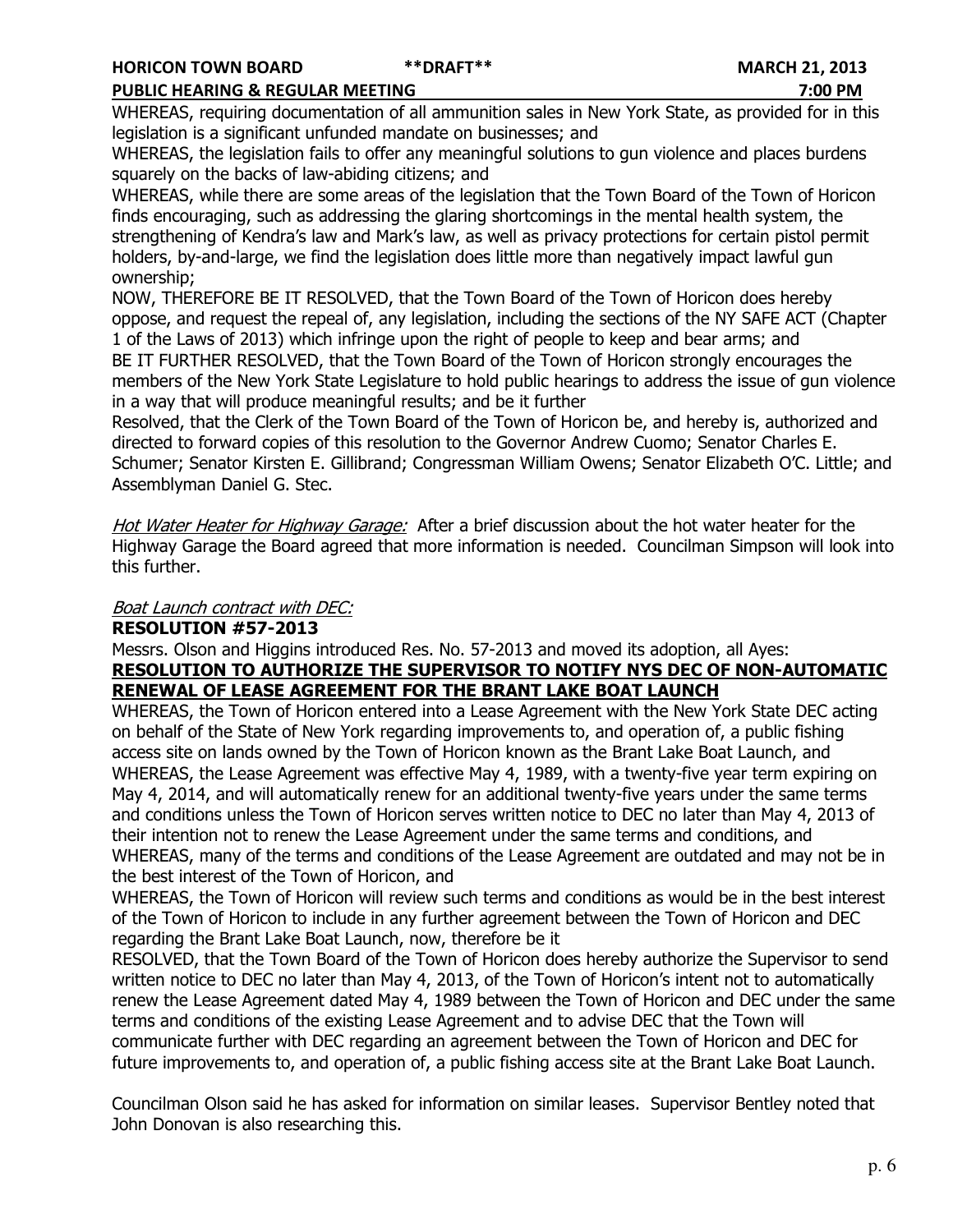WHEREAS, requiring documentation of all ammunition sales in New York State, as provided for in this legislation is a significant unfunded mandate on businesses; and

WHEREAS, the legislation fails to offer any meaningful solutions to gun violence and places burdens squarely on the backs of law-abiding citizens; and

WHEREAS, while there are some areas of the legislation that the Town Board of the Town of Horicon finds encouraging, such as addressing the glaring shortcomings in the mental health system, the strengthening of Kendra's law and Mark's law, as well as privacy protections for certain pistol permit holders, by-and-large, we find the legislation does little more than negatively impact lawful gun ownership;

NOW, THEREFORE BE IT RESOLVED, that the Town Board of the Town of Horicon does hereby oppose, and request the repeal of, any legislation, including the sections of the NY SAFE ACT (Chapter 1 of the Laws of 2013) which infringe upon the right of people to keep and bear arms; and

BE IT FURTHER RESOLVED, that the Town Board of the Town of Horicon strongly encourages the members of the New York State Legislature to hold public hearings to address the issue of gun violence in a way that will produce meaningful results; and be it further

Resolved, that the Clerk of the Town Board of the Town of Horicon be, and hereby is, authorized and directed to forward copies of this resolution to the Governor Andrew Cuomo; Senator Charles E. Schumer; Senator Kirsten E. Gillibrand; Congressman William Owens; Senator Elizabeth O'C. Little; and Assemblyman Daniel G. Stec.

*Hot Water Heater for Highway Garage:* After a brief discussion about the hot water heater for the Highway Garage the Board agreed that more information is needed. Councilman Simpson will look into this further.

*Boat Launch contract with DEC:*

**RESOLUTION #57-2013**

Messrs. Olson and Higgins introduced Res. No. 57-2013 and moved its adoption, all Ayes:

**RESOLUTION TO AUTHORIZE THE SUPERVISOR TO NOTIFY NYS DEC OF NON-AUTOMATIC RENEWAL OF LEASE AGREEMENT FOR THE BRANT LAKE BOAT LAUNCH**

WHEREAS, the Town of Horicon entered into a Lease Agreement with the New York State DEC acting on behalf of the State of New York regarding improvements to, and operation of, a public fishing access site on lands owned by the Town of Horicon known as the Brant Lake Boat Launch, and

WHEREAS, the Lease Agreement was effective May 4, 1989, with a twenty-five year term expiring on May 4, 2014, and will automatically renew for an additional twenty-five years under the same terms and conditions unless the Town of Horicon serves written notice to DEC no later than May 4, 2013 of their intention not to renew the Lease Agreement under the same terms and conditions, and

WHEREAS, many of the terms and conditions of the Lease Agreement are outdated and may not be in the best interest of the Town of Horicon, and

WHEREAS, the Town of Horicon will review such terms and conditions as would be in the best interest of the Town of Horicon to include in any further agreement between the Town of Horicon and DEC regarding the Brant Lake Boat Launch, now, therefore be it

RESOLVED, that the Town Board of the Town of Horicon does hereby authorize the Supervisor to send written notice to DEC no later than May 4, 2013, of the Town of Horicon's intent not to automatically renew the Lease Agreement dated May 4, 1989 between the Town of Horicon and DEC under the same terms and conditions of the existing Lease Agreement and to advise DEC that the Town will communicate further with DEC regarding an agreement between the Town of Horicon and DEC for future improvements to, and operation of, a public fishing access site at the Brant Lake Boat Launch.

Councilman Olson said he has asked for information on similar leases. Supervisor Bentley noted that John Donovan is also researching this.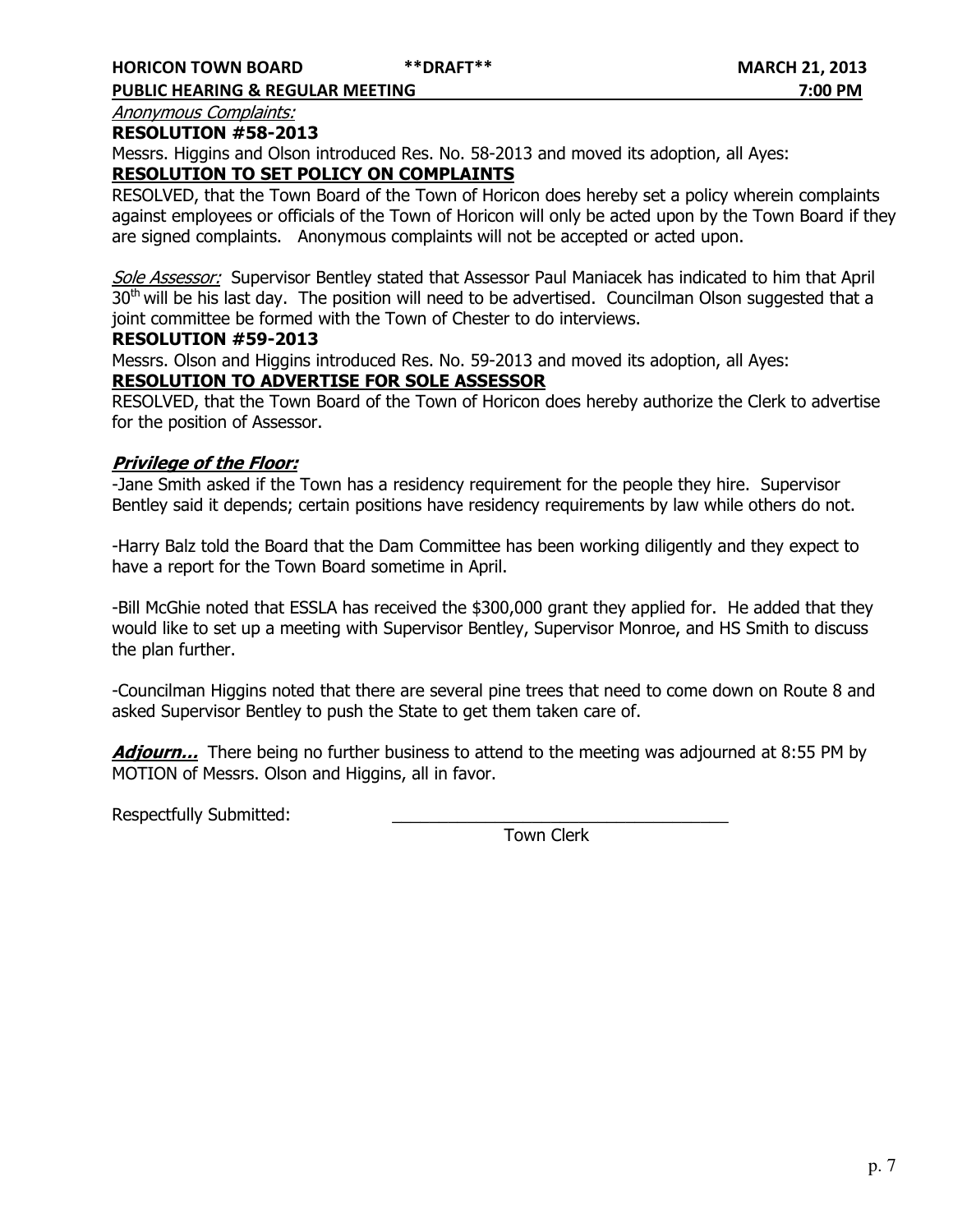*Anonymous Complaints:*

**RESOLUTION #58-2013**

Messrs. Higgins and Olson introduced Res. No. 58-2013 and moved its adoption, all Ayes:

**RESOLUTION TO SET POLICY ON COMPLAINTS**

RESOLVED, that the Town Board of the Town of Horicon does hereby set a policy wherein complaints against employees or officials of the Town of Horicon will only be acted upon by the Town Board if they are signed complaints. Anonymous complaints will not be accepted or acted upon.

*Sole Assessor:* Supervisor Bentley stated that Assessor Paul Maniacek has indicated to him that April 30th will be his last day. The position will need to be advertised. Councilman Olson suggested that a joint committee be formed with the Town of Chester to do interviews.

**RESOLUTION #59-2013**

Messrs. Olson and Higgins introduced Res. No. 59-2013 and moved its adoption, all Ayes:

**RESOLUTION TO ADVERTISE FOR SOLE ASSESSOR**

RESOLVED, that the Town Board of the Town of Horicon does hereby authorize the Clerk to advertise for the position of Assessor.

***Privilege of the Floor:***

-Jane Smith asked if the Town has a residency requirement for the people they hire. Supervisor Bentley said it depends; certain positions have residency requirements by law while others do not.

-Harry Balz told the Board that the Dam Committee has been working diligently and they expect to have a report for the Town Board sometime in April.

-Bill McGhie noted that ESSLA has received the $300,000 grant they applied for. He added that they would like to set up a meeting with Supervisor Bentley, Supervisor Monroe, and HS Smith to discuss the plan further.

-Councilman Higgins noted that there are several pine trees that need to come down on Route 8 and asked Supervisor Bentley to push the State to get them taken care of.

***Adjourn…*** There being no further business to attend to the meeting was adjourned at 8:55 PM by MOTION of Messrs. Olson and Higgins, all in favor.

Respectfully Submitted: ____________________________________

Town Clerk